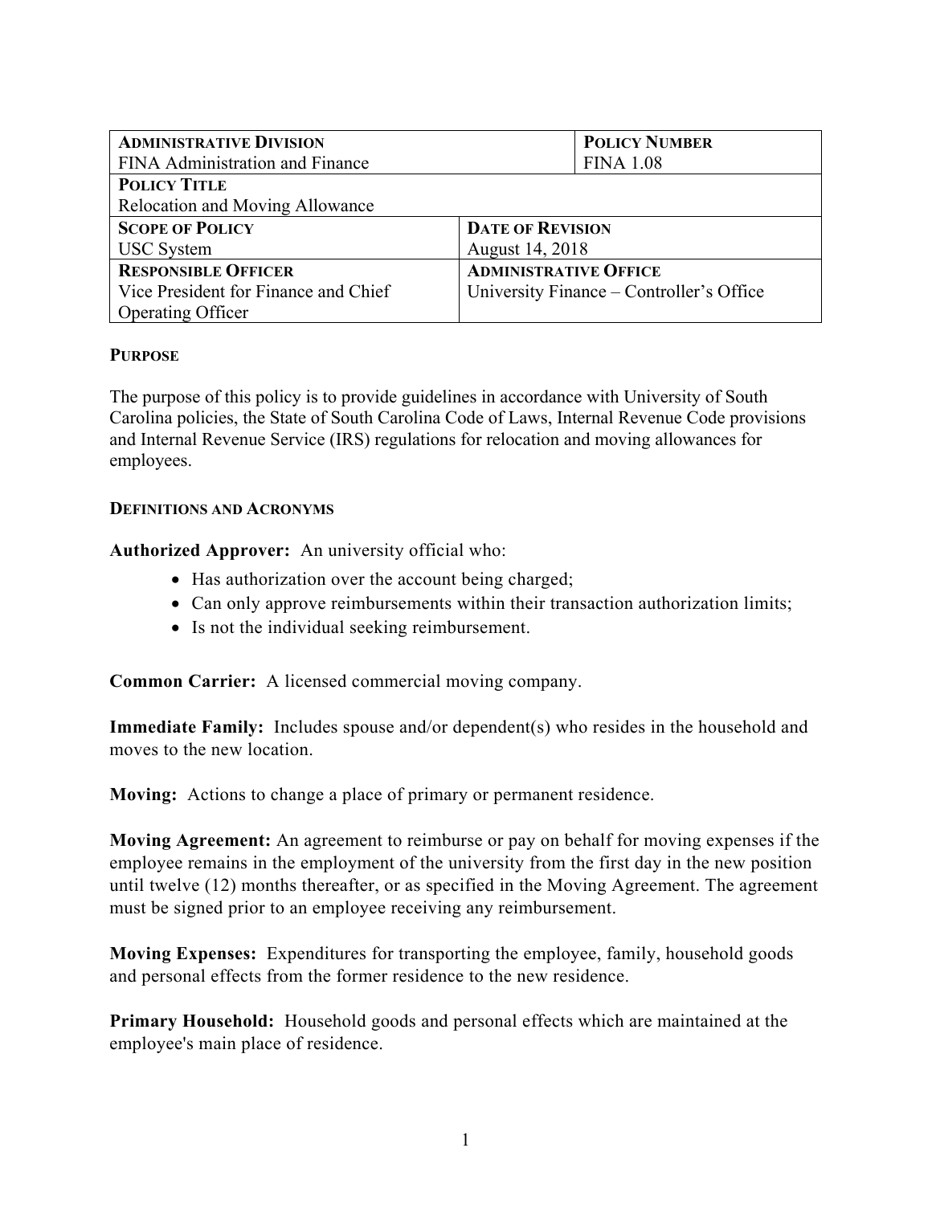| **ADMINISTRATIVE DIVISION**<br>FINA Administration and Finance | | **POLICY NUMBER**<br>FINA 1.08 |
|---|---|---|
| **POLICY TITLE**<br>Relocation and Moving Allowance | | |
| **SCOPE OF POLICY**<br>USC System | **DATE OF REVISION**<br>August 14, 2018 | |
| **RESPONSIBLE OFFICER**<br>Vice President for Finance and Chief Operating Officer | **ADMINISTRATIVE OFFICE**<br>University Finance – Controller's Office | |

## PURPOSE

The purpose of this policy is to provide guidelines in accordance with University of South Carolina policies, the State of South Carolina Code of Laws, Internal Revenue Code provisions and Internal Revenue Service (IRS) regulations for relocation and moving allowances for employees.

## DEFINITIONS AND ACRONYMS

**Authorized Approver:** An university official who:

- Has authorization over the account being charged;
- Can only approve reimbursements within their transaction authorization limits;
- Is not the individual seeking reimbursement.

**Common Carrier:** A licensed commercial moving company.

**Immediate Family:** Includes spouse and/or dependent(s) who resides in the household and moves to the new location.

**Moving:** Actions to change a place of primary or permanent residence.

**Moving Agreement:** An agreement to reimburse or pay on behalf for moving expenses if the employee remains in the employment of the university from the first day in the new position until twelve (12) months thereafter, or as specified in the Moving Agreement. The agreement must be signed prior to an employee receiving any reimbursement.

**Moving Expenses:** Expenditures for transporting the employee, family, household goods and personal effects from the former residence to the new residence.

**Primary Household:** Household goods and personal effects which are maintained at the employee's main place of residence.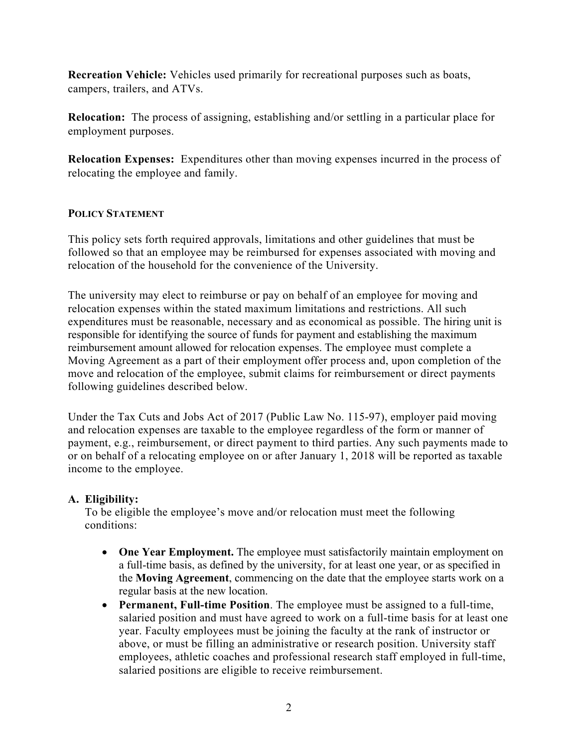**Recreation Vehicle:** Vehicles used primarily for recreational purposes such as boats, campers, trailers, and ATVs.

**Relocation:** The process of assigning, establishing and/or settling in a particular place for employment purposes.

**Relocation Expenses:** Expenditures other than moving expenses incurred in the process of relocating the employee and family.

## POLICY STATEMENT

This policy sets forth required approvals, limitations and other guidelines that must be followed so that an employee may be reimbursed for expenses associated with moving and relocation of the household for the convenience of the University.

The university may elect to reimburse or pay on behalf of an employee for moving and relocation expenses within the stated maximum limitations and restrictions. All such expenditures must be reasonable, necessary and as economical as possible. The hiring unit is responsible for identifying the source of funds for payment and establishing the maximum reimbursement amount allowed for relocation expenses. The employee must complete a Moving Agreement as a part of their employment offer process and, upon completion of the move and relocation of the employee, submit claims for reimbursement or direct payments following guidelines described below.

Under the Tax Cuts and Jobs Act of 2017 (Public Law No. 115-97), employer paid moving and relocation expenses are taxable to the employee regardless of the form or manner of payment, e.g., reimbursement, or direct payment to third parties. Any such payments made to or on behalf of a relocating employee on or after January 1, 2018 will be reported as taxable income to the employee.

### A. Eligibility:

To be eligible the employee's move and/or relocation must meet the following conditions:

- **One Year Employment.** The employee must satisfactorily maintain employment on a full-time basis, as defined by the university, for at least one year, or as specified in the **Moving Agreement**, commencing on the date that the employee starts work on a regular basis at the new location.
- **Permanent, Full-time Position**. The employee must be assigned to a full-time, salaried position and must have agreed to work on a full-time basis for at least one year. Faculty employees must be joining the faculty at the rank of instructor or above, or must be filling an administrative or research position. University staff employees, athletic coaches and professional research staff employed in full-time, salaried positions are eligible to receive reimbursement.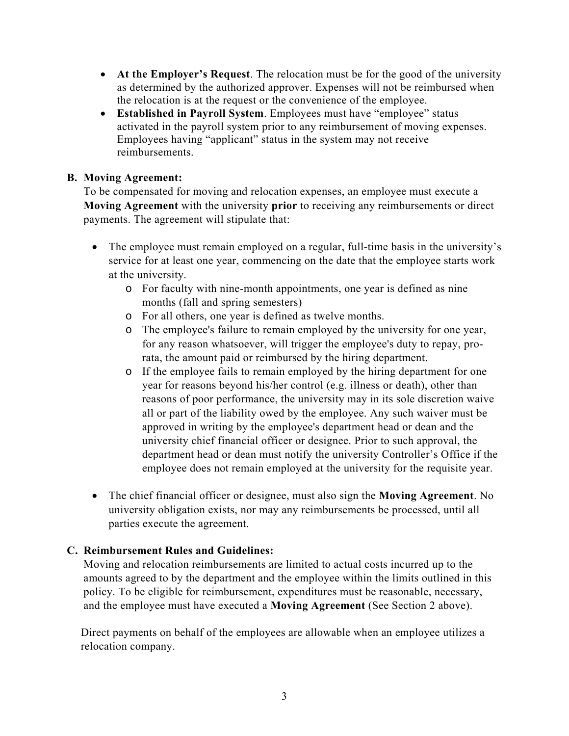- **At the Employer's Request**. The relocation must be for the good of the university as determined by the authorized approver. Expenses will not be reimbursed when the relocation is at the request or the convenience of the employee.
- **Established in Payroll System**. Employees must have "employee" status activated in the payroll system prior to any reimbursement of moving expenses. Employees having "applicant" status in the system may not receive reimbursements.

### B. Moving Agreement:

To be compensated for moving and relocation expenses, an employee must execute a **Moving Agreement** with the university **prior** to receiving any reimbursements or direct payments. The agreement will stipulate that:

- The employee must remain employed on a regular, full-time basis in the university's service for at least one year, commencing on the date that the employee starts work at the university.
  - For faculty with nine-month appointments, one year is defined as nine months (fall and spring semesters)
  - For all others, one year is defined as twelve months.
  - The employee's failure to remain employed by the university for one year, for any reason whatsoever, will trigger the employee's duty to repay, pro-rata, the amount paid or reimbursed by the hiring department.
  - If the employee fails to remain employed by the hiring department for one year for reasons beyond his/her control (e.g. illness or death), other than reasons of poor performance, the university may in its sole discretion waive all or part of the liability owed by the employee. Any such waiver must be approved in writing by the employee's department head or dean and the university chief financial officer or designee. Prior to such approval, the department head or dean must notify the university Controller's Office if the employee does not remain employed at the university for the requisite year.

- The chief financial officer or designee, must also sign the **Moving Agreement**. No university obligation exists, nor may any reimbursements be processed, until all parties execute the agreement.

### C. Reimbursement Rules and Guidelines:

Moving and relocation reimbursements are limited to actual costs incurred up to the amounts agreed to by the department and the employee within the limits outlined in this policy. To be eligible for reimbursement, expenditures must be reasonable, necessary, and the employee must have executed a **Moving Agreement** (See Section 2 above).

Direct payments on behalf of the employees are allowable when an employee utilizes a relocation company.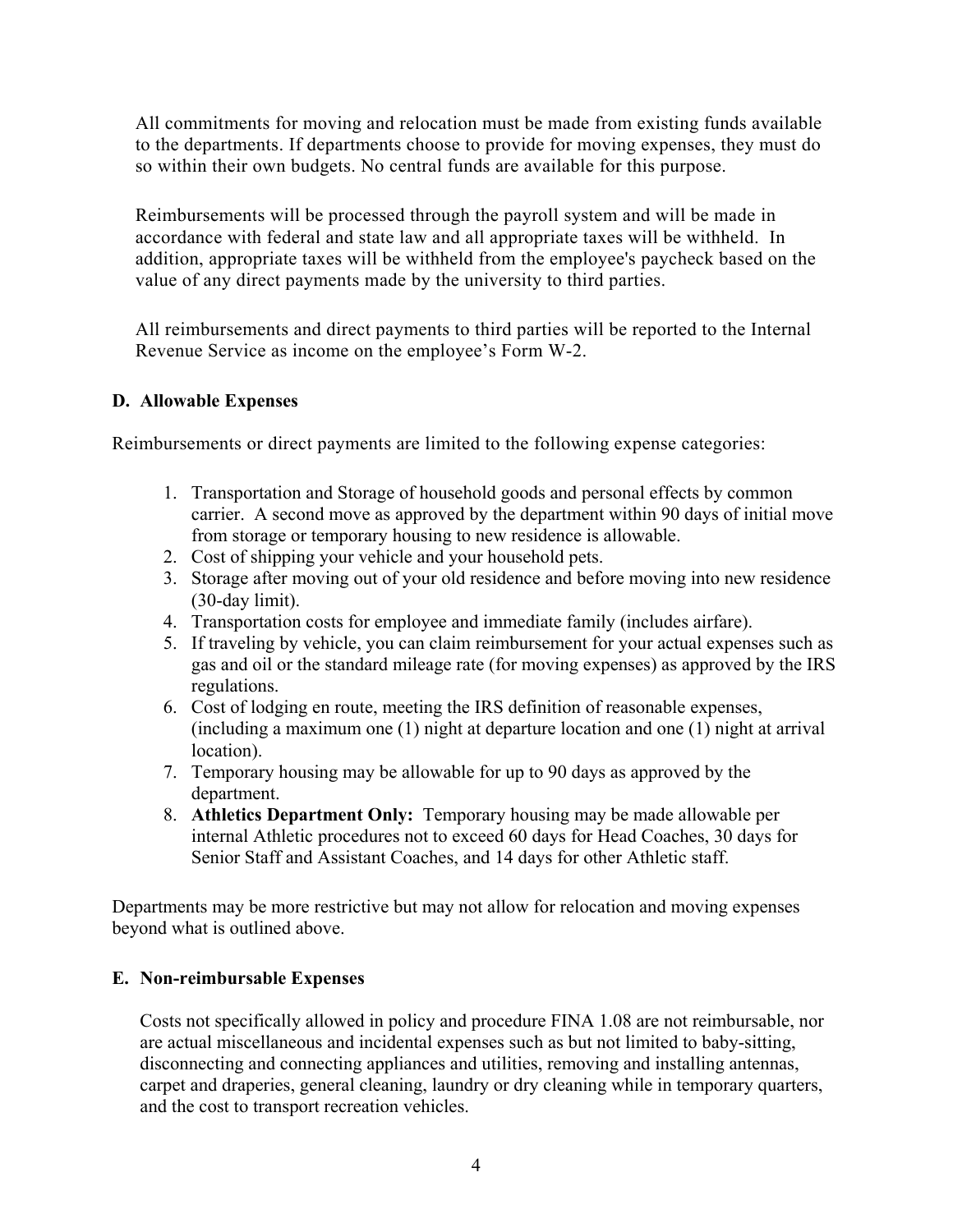All commitments for moving and relocation must be made from existing funds available to the departments. If departments choose to provide for moving expenses, they must do so within their own budgets. No central funds are available for this purpose.

Reimbursements will be processed through the payroll system and will be made in accordance with federal and state law and all appropriate taxes will be withheld. In addition, appropriate taxes will be withheld from the employee's paycheck based on the value of any direct payments made by the university to third parties.

All reimbursements and direct payments to third parties will be reported to the Internal Revenue Service as income on the employee's Form W-2.

### D. Allowable Expenses

Reimbursements or direct payments are limited to the following expense categories:

1. Transportation and Storage of household goods and personal effects by common carrier. A second move as approved by the department within 90 days of initial move from storage or temporary housing to new residence is allowable.
2. Cost of shipping your vehicle and your household pets.
3. Storage after moving out of your old residence and before moving into new residence (30-day limit).
4. Transportation costs for employee and immediate family (includes airfare).
5. If traveling by vehicle, you can claim reimbursement for your actual expenses such as gas and oil or the standard mileage rate (for moving expenses) as approved by the IRS regulations.
6. Cost of lodging en route, meeting the IRS definition of reasonable expenses, (including a maximum one (1) night at departure location and one (1) night at arrival location).
7. Temporary housing may be allowable for up to 90 days as approved by the department.
8. **Athletics Department Only:** Temporary housing may be made allowable per internal Athletic procedures not to exceed 60 days for Head Coaches, 30 days for Senior Staff and Assistant Coaches, and 14 days for other Athletic staff.

Departments may be more restrictive but may not allow for relocation and moving expenses beyond what is outlined above.

### E. Non-reimbursable Expenses

Costs not specifically allowed in policy and procedure FINA 1.08 are not reimbursable, nor are actual miscellaneous and incidental expenses such as but not limited to baby-sitting, disconnecting and connecting appliances and utilities, removing and installing antennas, carpet and draperies, general cleaning, laundry or dry cleaning while in temporary quarters, and the cost to transport recreation vehicles.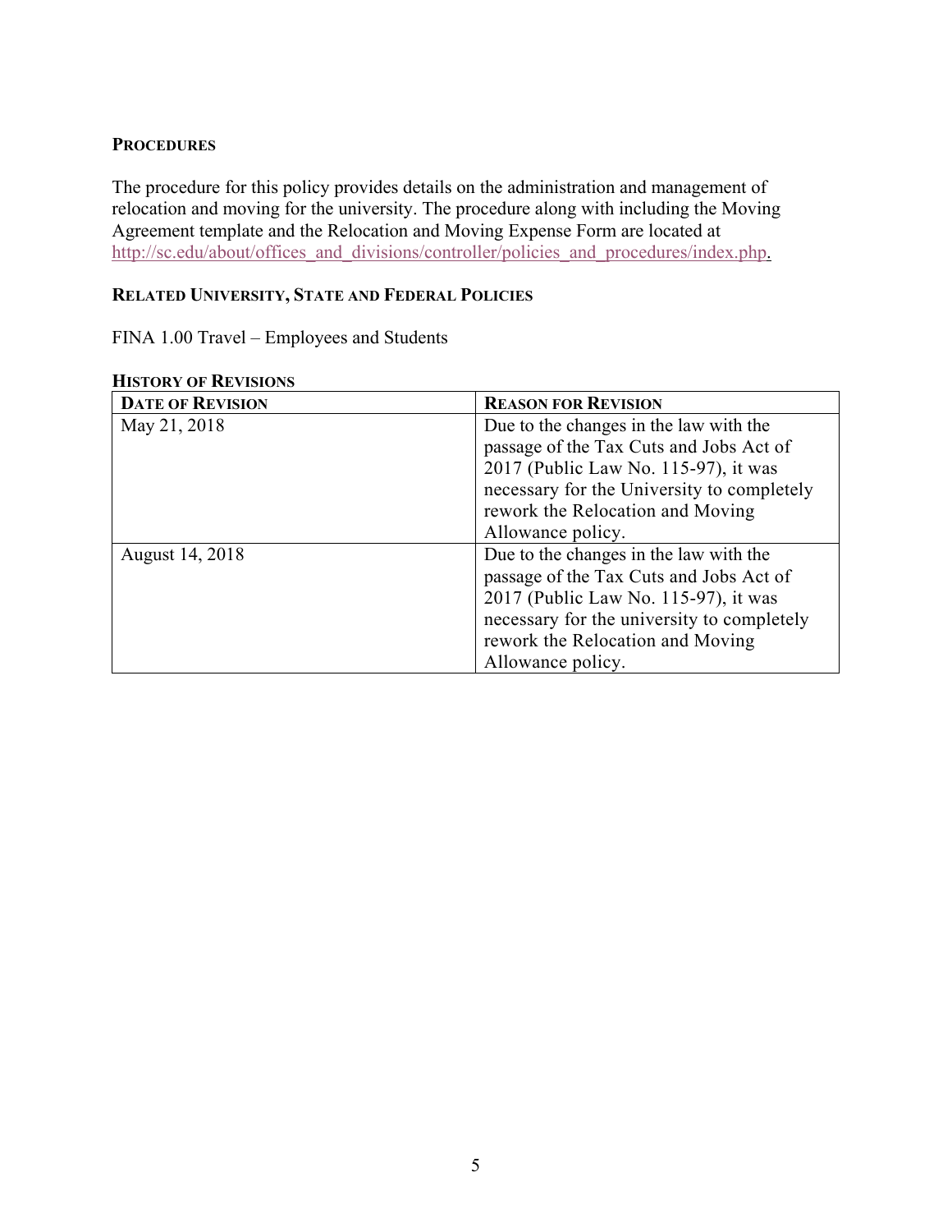**PROCEDURES**

The procedure for this policy provides details on the administration and management of relocation and moving for the university. The procedure along with including the Moving Agreement template and the Relocation and Moving Expense Form are located at http://sc.edu/about/offices_and_divisions/controller/policies_and_procedures/index.php.

**RELATED UNIVERSITY, STATE AND FEDERAL POLICIES**

FINA 1.00 Travel – Employees and Students

**HISTORY OF REVISIONS**

| DATE OF REVISION | REASON FOR REVISION |
|---|---|
| May 21, 2018 | Due to the changes in the law with the passage of the Tax Cuts and Jobs Act of 2017 (Public Law No. 115-97), it was necessary for the University to completely rework the Relocation and Moving Allowance policy. |
| August 14, 2018 | Due to the changes in the law with the passage of the Tax Cuts and Jobs Act of 2017 (Public Law No. 115-97), it was necessary for the university to completely rework the Relocation and Moving Allowance policy. |